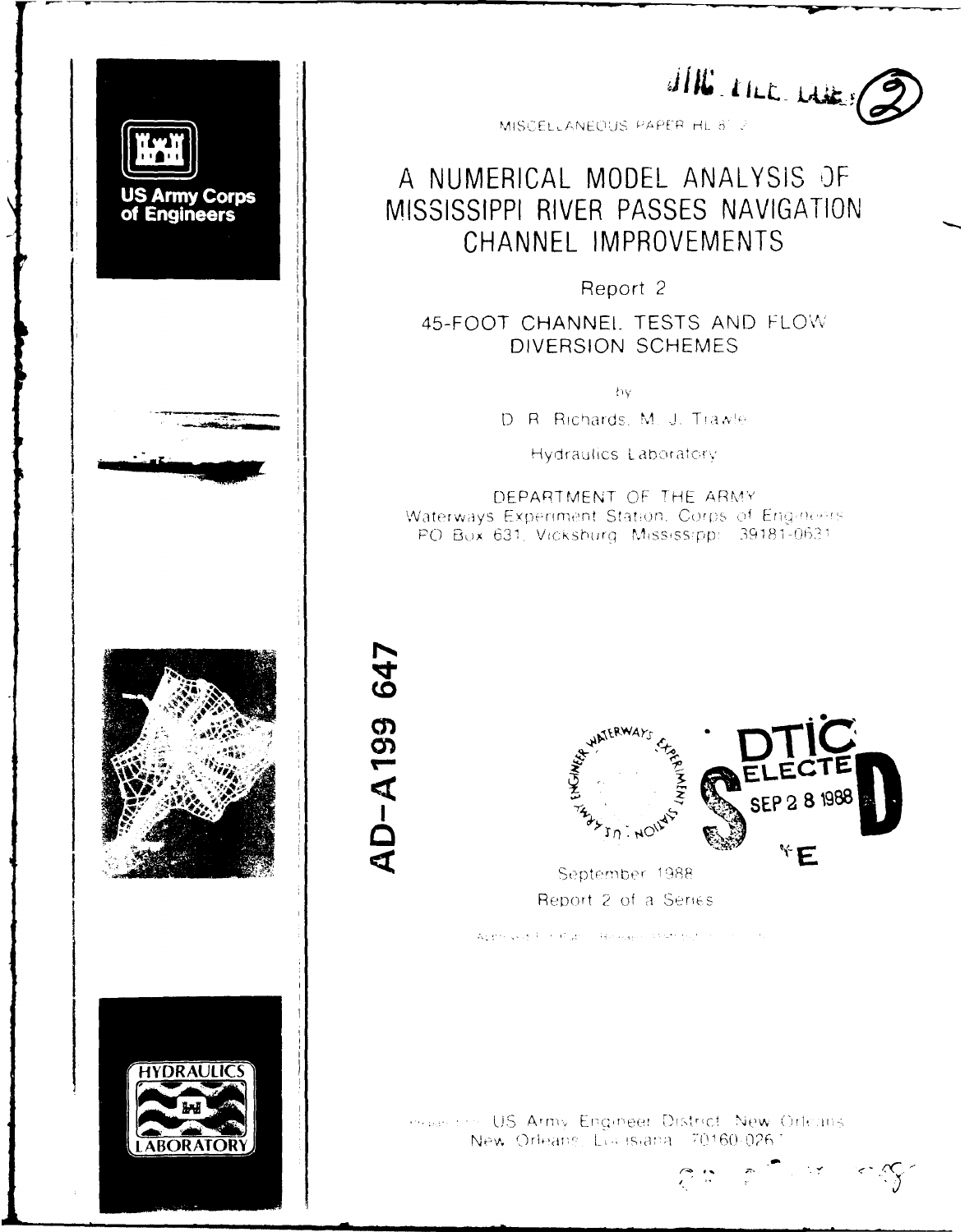US Army Corps of Engineers

MISCELLANEOUS PAPER HL-87-2

# A NUMERICAL MODEL ANALYSIS OF MISSISSIPPI RIVER PASSES NAVIGATION CHANNEL IMPROVEMENTS

## Report 2

## 45-FOOT CHANNEL TESTS AND FLOW DIVERSION SCHEMES

by

D. R. Richards, M. J. Trawle

Hydraulics Laboratory

DEPARTMENT OF THE ARMY
Waterways Experiment Station, Corps of Engineers
PO Box 631, Vicksburg, Mississippi 39181-0631

AD-A199 647

DTIC ELECTE SEP 2 8 1988

September 1988

Report 2 of a Series

Prepared for US Army Engineer District, New Orleans
New Orleans, Louisiana 70160-0267

HYDRAULICS LABORATORY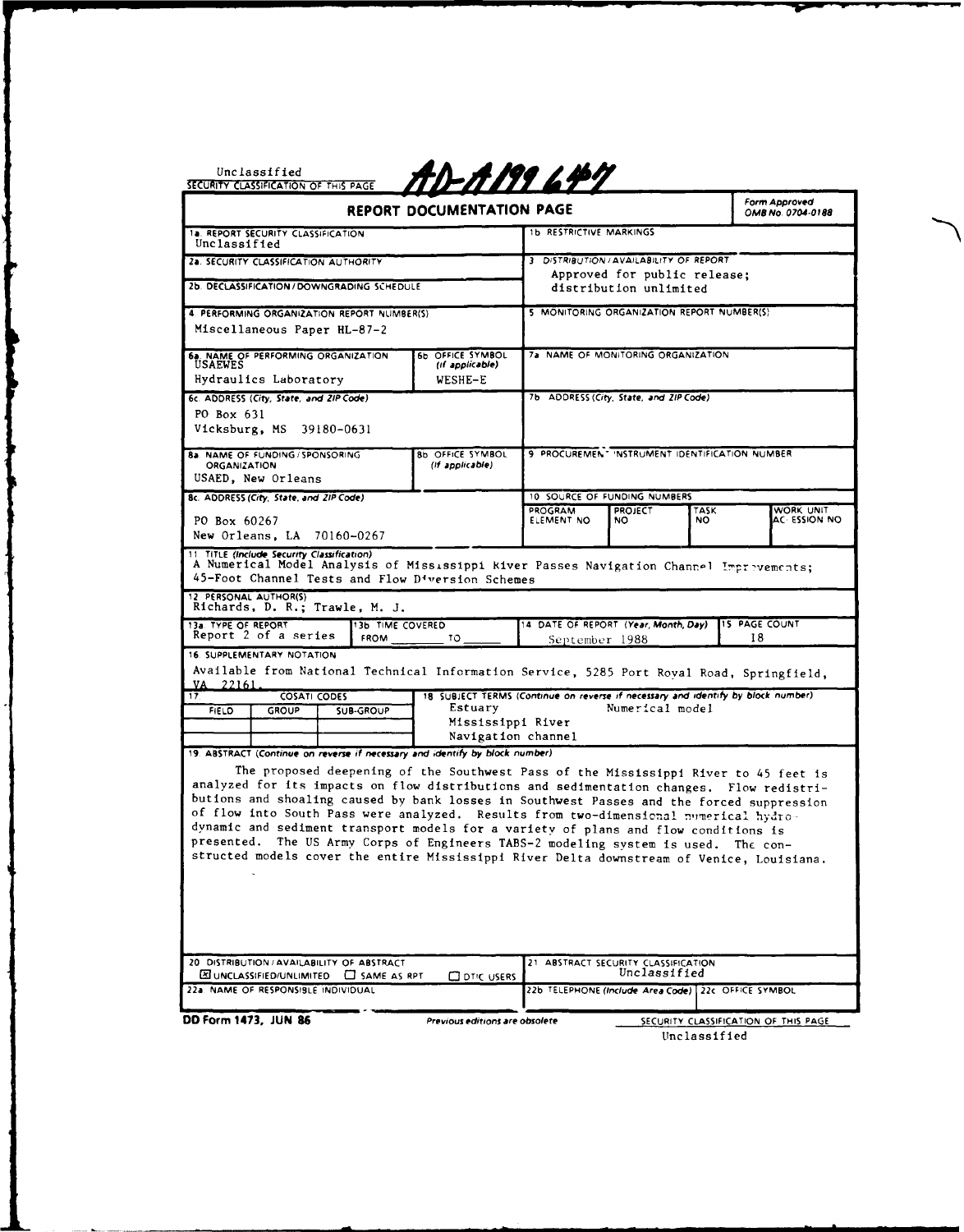Unclassified
SECURITY CLASSIFICATION OF THIS PAGE

AD-A199 647

# REPORT DOCUMENTATION PAGE

Form Approved
OMB No. 0704-0188

**1a. REPORT SECURITY CLASSIFICATION**
Unclassified

**1b. RESTRICTIVE MARKINGS**

**2a. SECURITY CLASSIFICATION AUTHORITY**

**2b. DECLASSIFICATION/DOWNGRADING SCHEDULE**

**3. DISTRIBUTION/AVAILABILITY OF REPORT**
Approved for public release; distribution unlimited

**4. PERFORMING ORGANIZATION REPORT NUMBER(S)**
Miscellaneous Paper HL-87-2

**5. MONITORING ORGANIZATION REPORT NUMBER(S)**

**6a. NAME OF PERFORMING ORGANIZATION**
USAEWES
Hydraulics Laboratory

**6b. OFFICE SYMBOL** *(If applicable)*
WESHE-E

**7a. NAME OF MONITORING ORGANIZATION**

**6c. ADDRESS** *(City, State, and ZIP Code)*
PO Box 631
Vicksburg, MS 39180-0631

**7b. ADDRESS** *(City, State, and ZIP Code)*

**8a. NAME OF FUNDING/SPONSORING ORGANIZATION**
USAED, New Orleans

**8b. OFFICE SYMBOL** *(If applicable)*

**9. PROCUREMENT INSTRUMENT IDENTIFICATION NUMBER**

**8c. ADDRESS** *(City, State, and ZIP Code)*
PO Box 60267
New Orleans, LA 70160-0267

**10. SOURCE OF FUNDING NUMBERS**

| PROGRAM ELEMENT NO | PROJECT NO | TASK NO | WORK UNIT ACCESSION NO |
|---|---|---|---|
| | | | |

**11. TITLE** *(Include Security Classification)*
A Numerical Model Analysis of Mississippi River Passes Navigation Channel Improvements; 45-Foot Channel Tests and Flow Diversion Schemes

**12. PERSONAL AUTHOR(S)**
Richards, D. R.; Trawle, M. J.

**13a. TYPE OF REPORT**
Report 2 of a series

**13b. TIME COVERED**
FROM ______ TO ______

**14. DATE OF REPORT** *(Year, Month, Day)*
September 1988

**15. PAGE COUNT**
18

**16. SUPPLEMENTARY NOTATION**
Available from National Technical Information Service, 5285 Port Royal Road, Springfield, VA 22161.

**17. COSATI CODES**

| FIELD | GROUP | SUB-GROUP |
|---|---|---|
| | | |
| | | |

**18. SUBJECT TERMS** *(Continue on reverse if necessary and identify by block number)*
Estuary
Mississippi River
Navigation channel
Numerical model

**19. ABSTRACT** *(Continue on reverse if necessary and identify by block number)*

The proposed deepening of the Southwest Pass of the Mississippi River to 45 feet is analyzed for its impacts on flow distributions and sedimentation changes. Flow redistributions and shoaling caused by bank losses in Southwest Passes and the forced suppression of flow into South Pass were analyzed. Results from two-dimensional numerical hydrodynamic and sediment transport models for a variety of plans and flow conditions is presented. The US Army Corps of Engineers TABS-2 modeling system is used. The constructed models cover the entire Mississippi River Delta downstream of Venice, Louisiana.

**20. DISTRIBUTION/AVAILABILITY OF ABSTRACT**
☒ UNCLASSIFIED/UNLIMITED ☐ SAME AS RPT ☐ DTIC USERS

**21. ABSTRACT SECURITY CLASSIFICATION**
Unclassified

**22a. NAME OF RESPONSIBLE INDIVIDUAL**

**22b. TELEPHONE** *(Include Area Code)*

**22c. OFFICE SYMBOL**

DD Form 1473, JUN 86 — Previous editions are obsolete

SECURITY CLASSIFICATION OF THIS PAGE
Unclassified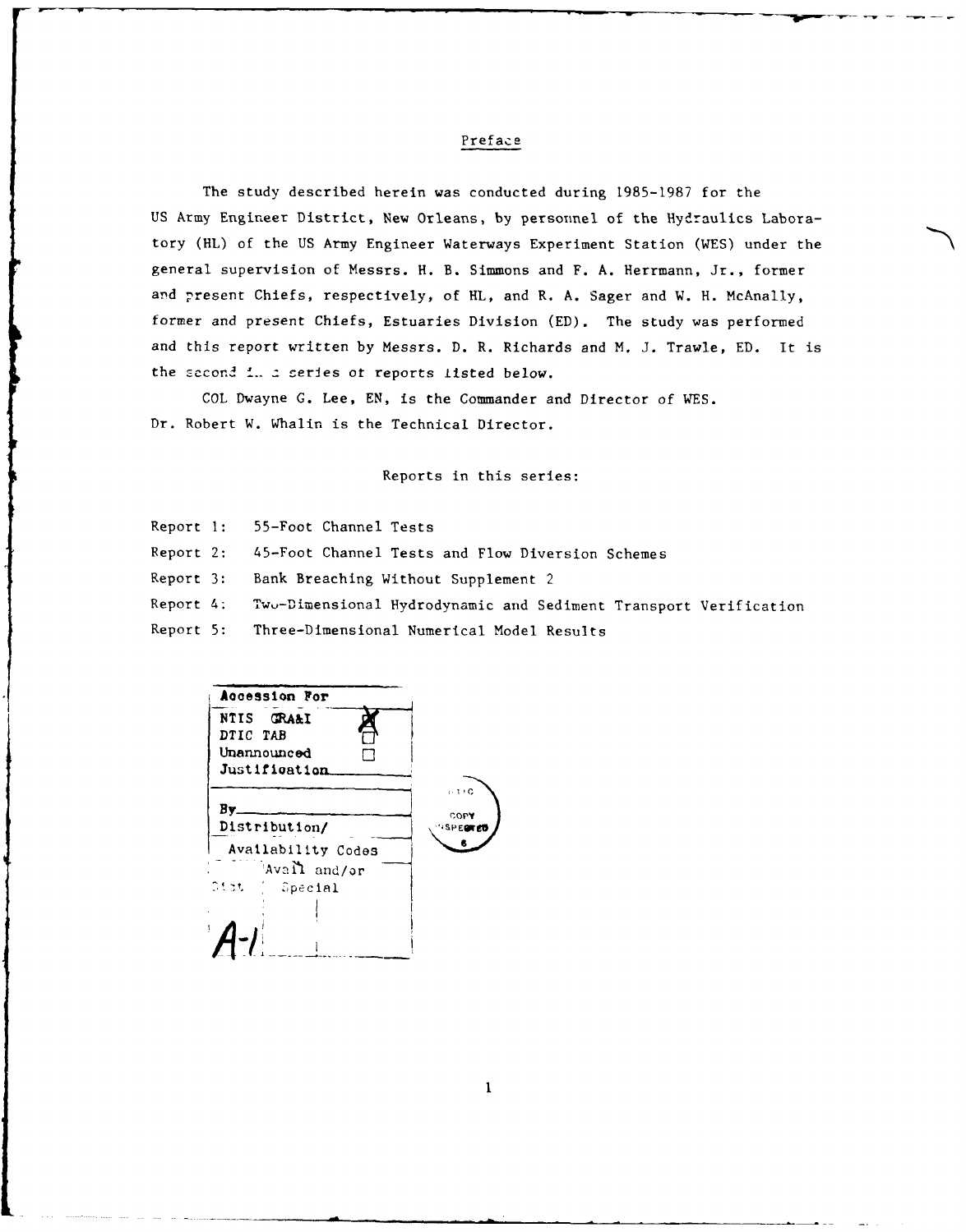# Preface

The study described herein was conducted during 1985-1987 for the US Army Engineer District, New Orleans, by personnel of the Hydraulics Laboratory (HL) of the US Army Engineer Waterways Experiment Station (WES) under the general supervision of Messrs. H. B. Simmons and F. A. Herrmann, Jr., former and present Chiefs, respectively, of HL, and R. A. Sager and W. H. McAnally, former and present Chiefs, Estuaries Division (ED). The study was performed and this report written by Messrs. D. R. Richards and M. J. Trawle, ED. It is the second in a series of reports listed below.

COL Dwayne G. Lee, EN, is the Commander and Director of WES. Dr. Robert W. Whalin is the Technical Director.

Reports in this series:

Report 1: 55-Foot Channel Tests

Report 2: 45-Foot Channel Tests and Flow Diversion Schemes

Report 3: Bank Breaching Without Supplement 2

Report 4: Two-Dimensional Hydrodynamic and Sediment Transport Verification

Report 5: Three-Dimensional Numerical Model Results

| Accession For | |
|---|---|
| NTIS GRA&I | X |
| DTIC TAB | ☐ |
| Unannounced | ☐ |
| Justification | |
| By | |
| Distribution/ | |
| Availability Codes | |
| Dist | Avail and/or Special |
| A-1 | |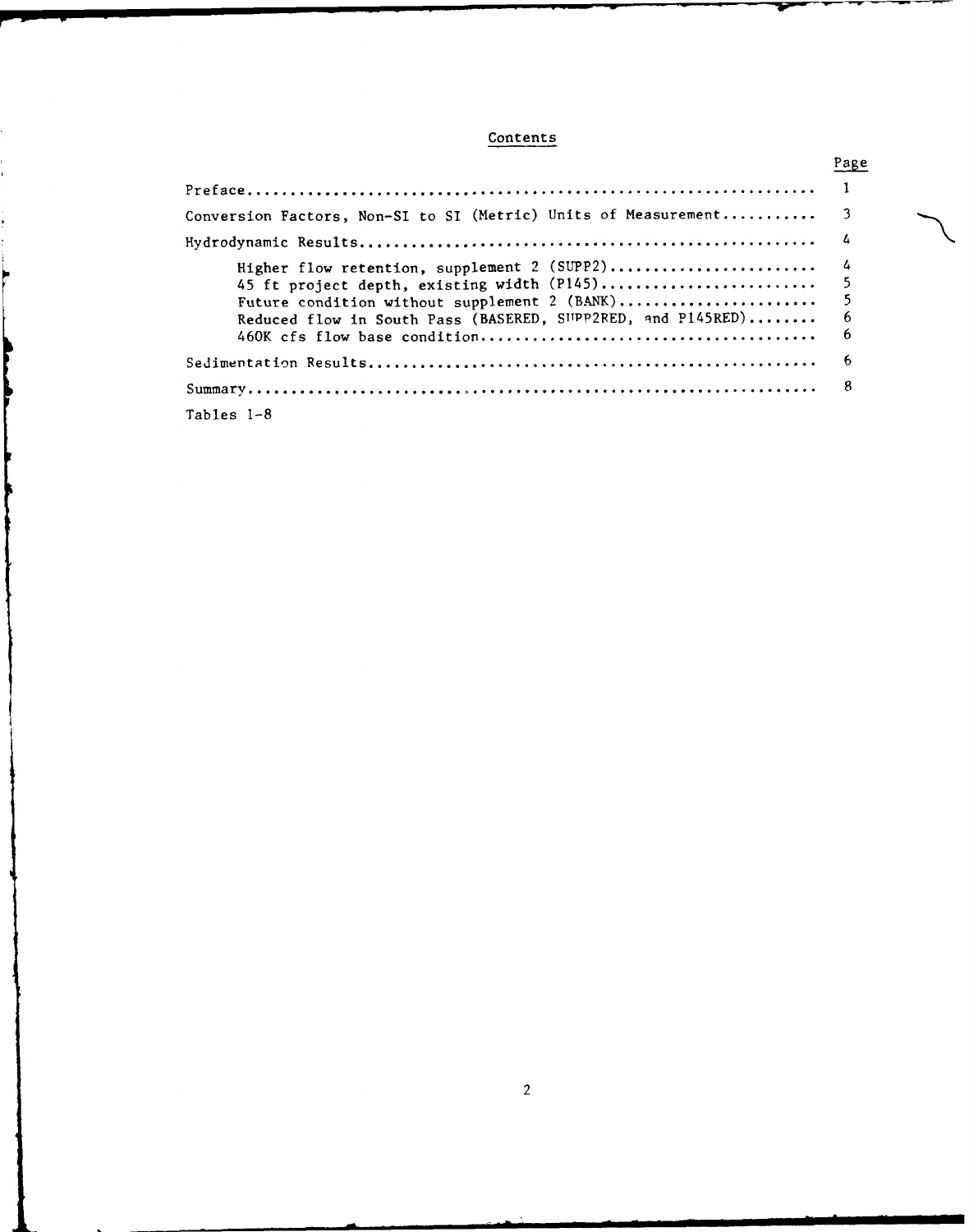# Contents

| | Page |
|---|---|
| Preface | 1 |
| Conversion Factors, Non-SI to SI (Metric) Units of Measurement | 3 |
| Hydrodynamic Results | 4 |
| Higher flow retention, supplement 2 (SUPP2) | 4 |
| 45 ft project depth, existing width (P145) | 5 |
| Future condition without supplement 2 (BANK) | 5 |
| Reduced flow in South Pass (BASERED, SUPP2RED, and P145RED) | 6 |
| 460K cfs flow base condition | 6 |
| Sedimentation Results | 6 |
| Summary | 8 |
| Tables 1-8 | |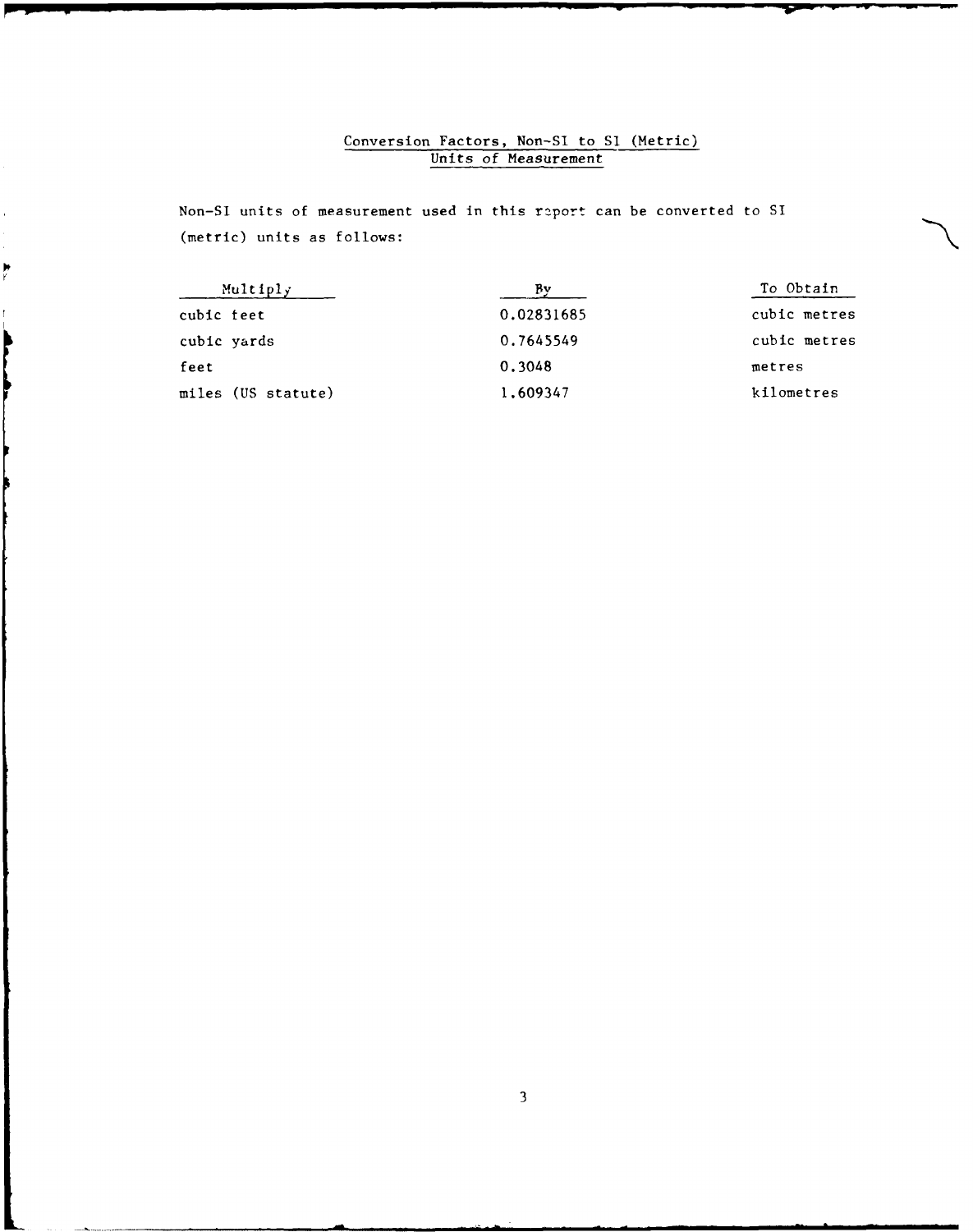## Conversion Factors, Non-SI to SI (Metric) Units of Measurement

Non-SI units of measurement used in this report can be converted to SI (metric) units as follows:

| Multiply | By | To Obtain |
|---|---|---|
| cubic feet | 0.02831685 | cubic metres |
| cubic yards | 0.7645549 | cubic metres |
| feet | 0.3048 | metres |
| miles (US statute) | 1.609347 | kilometres |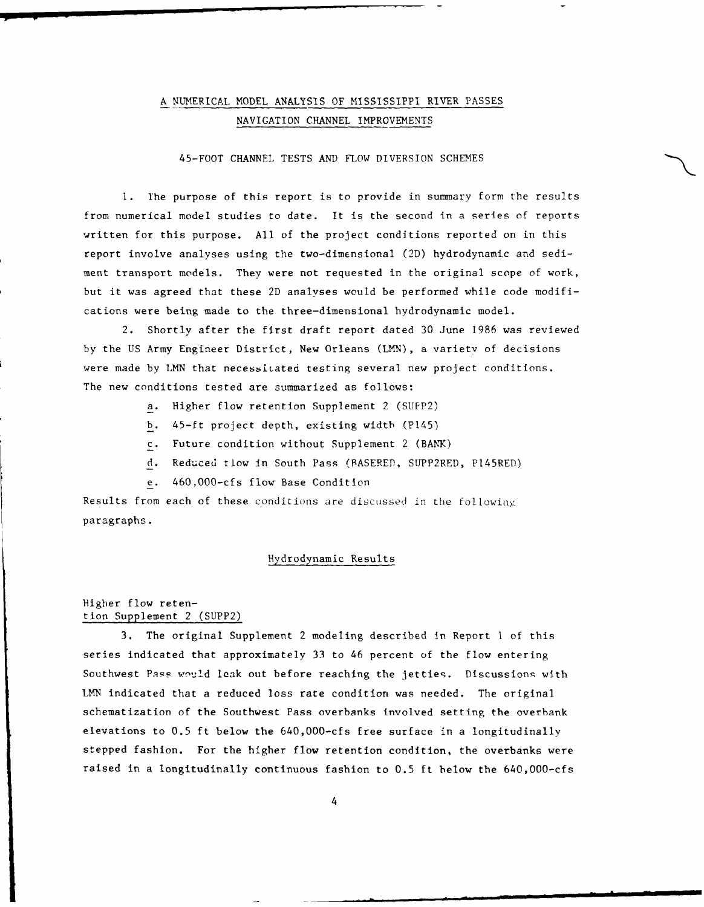# A NUMERICAL MODEL ANALYSIS OF MISSISSIPPI RIVER PASSES NAVIGATION CHANNEL IMPROVEMENTS

## 45-FOOT CHANNEL TESTS AND FLOW DIVERSION SCHEMES

1. The purpose of this report is to provide in summary form the results from numerical model studies to date. It is the second in a series of reports written for this purpose. All of the project conditions reported on in this report involve analyses using the two-dimensional (2D) hydrodynamic and sediment transport models. They were not requested in the original scope of work, but it was agreed that these 2D analyses would be performed while code modifications were being made to the three-dimensional hydrodynamic model.

2. Shortly after the first draft report dated 30 June 1986 was reviewed by the US Army Engineer District, New Orleans (LMN), a variety of decisions were made by LMN that necessitated testing several new project conditions. The new conditions tested are summarized as follows:

   a. Higher flow retention Supplement 2 (SUPP2)

   b. 45-ft project depth, existing width (P145)

   c. Future condition without Supplement 2 (BANK)

   d. Reduced flow in South Pass (BASERED, SUPP2RED, P145RED)

   e. 460,000-cfs flow Base Condition

Results from each of these conditions are discussed in the following paragraphs.

### Hydrodynamic Results

#### Higher flow retention Supplement 2 (SUPP2)

3. The original Supplement 2 modeling described in Report 1 of this series indicated that approximately 33 to 46 percent of the flow entering Southwest Pass would leak out before reaching the jetties. Discussions with LMN indicated that a reduced loss rate condition was needed. The original schematization of the Southwest Pass overbanks involved setting the overbank elevations to 0.5 ft below the 640,000-cfs free surface in a longitudinally stepped fashion. For the higher flow retention condition, the overbanks were raised in a longitudinally continuous fashion to 0.5 ft below the 640,000-cfs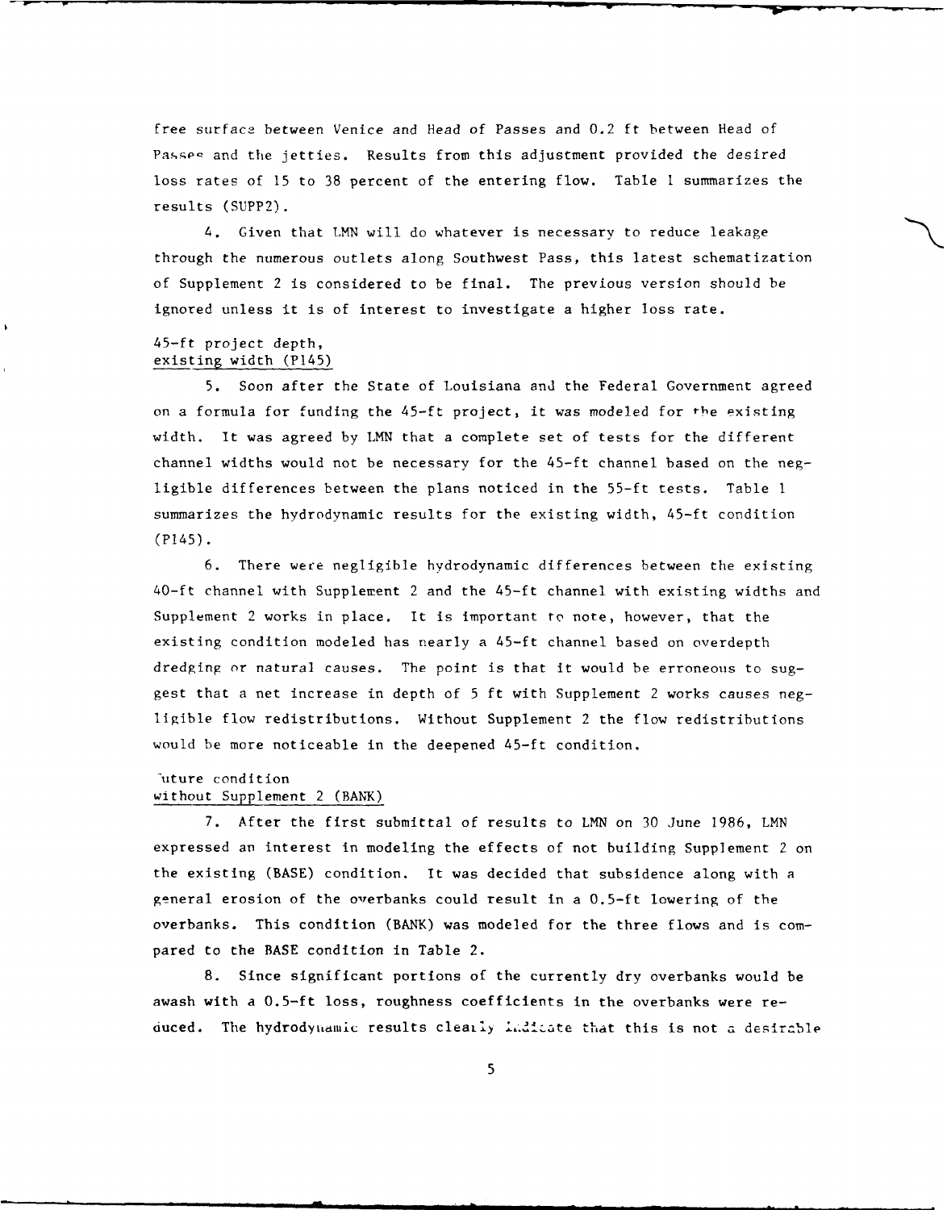free surface between Venice and Head of Passes and 0.2 ft between Head of Passes and the jetties. Results from this adjustment provided the desired loss rates of 15 to 38 percent of the entering flow. Table 1 summarizes the results (SUPP2).

4. Given that LMN will do whatever is necessary to reduce leakage through the numerous outlets along Southwest Pass, this latest schematization of Supplement 2 is considered to be final. The previous version should be ignored unless it is of interest to investigate a higher loss rate.

45-ft project depth,
existing width (P145)

5. Soon after the State of Louisiana and the Federal Government agreed on a formula for funding the 45-ft project, it was modeled for the existing width. It was agreed by LMN that a complete set of tests for the different channel widths would not be necessary for the 45-ft channel based on the negligible differences between the plans noticed in the 55-ft tests. Table 1 summarizes the hydrodynamic results for the existing width, 45-ft condition (P145).

6. There were negligible hydrodynamic differences between the existing 40-ft channel with Supplement 2 and the 45-ft channel with existing widths and Supplement 2 works in place. It is important to note, however, that the existing condition modeled has nearly a 45-ft channel based on overdepth dredging or natural causes. The point is that it would be erroneous to suggest that a net increase in depth of 5 ft with Supplement 2 works causes negligible flow redistributions. Without Supplement 2 the flow redistributions would be more noticeable in the deepened 45-ft condition.

Future condition
without Supplement 2 (BANK)

7. After the first submittal of results to LMN on 30 June 1986, LMN expressed an interest in modeling the effects of not building Supplement 2 on the existing (BASE) condition. It was decided that subsidence along with a general erosion of the overbanks could result in a 0.5-ft lowering of the overbanks. This condition (BANK) was modeled for the three flows and is compared to the BASE condition in Table 2.

8. Since significant portions of the currently dry overbanks would be awash with a 0.5-ft loss, roughness coefficients in the overbanks were reduced. The hydrodynamic results clearly indicate that this is not a desirable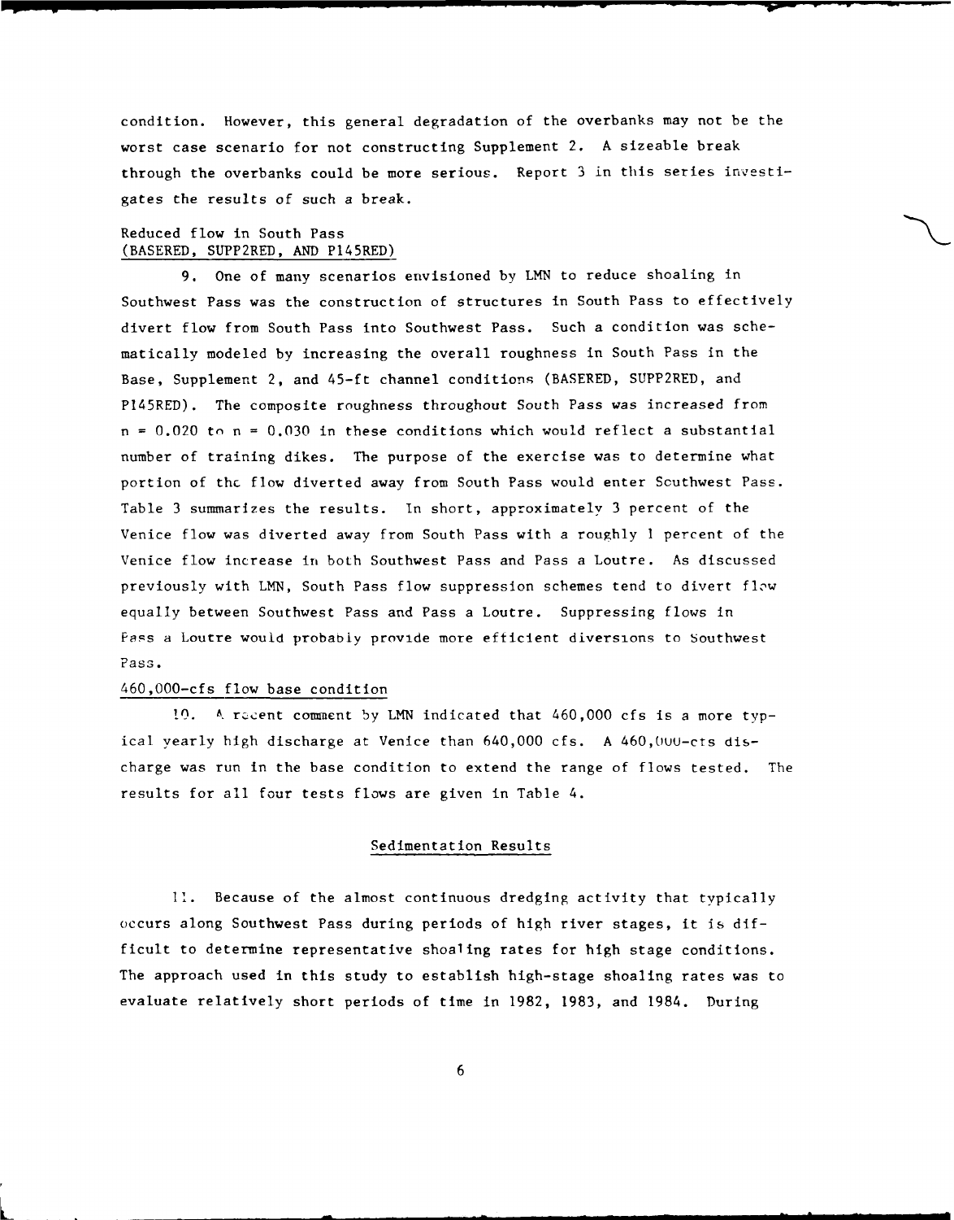condition. However, this general degradation of the overbanks may not be the worst case scenario for not constructing Supplement 2. A sizeable break through the overbanks could be more serious. Report 3 in this series investigates the results of such a break.

Reduced flow in South Pass (BASERED, SUPP2RED, AND P145RED)

9. One of many scenarios envisioned by LMN to reduce shoaling in Southwest Pass was the construction of structures in South Pass to effectively divert flow from South Pass into Southwest Pass. Such a condition was schematically modeled by increasing the overall roughness in South Pass in the Base, Supplement 2, and 45-ft channel conditions (BASERED, SUPP2RED, and P145RED). The composite roughness throughout South Pass was increased from $n = 0.020$ to $n = 0.030$ in these conditions which would reflect a substantial number of training dikes. The purpose of the exercise was to determine what portion of the flow diverted away from South Pass would enter Southwest Pass. Table 3 summarizes the results. In short, approximately 3 percent of the Venice flow was diverted away from South Pass with a roughly 1 percent of the Venice flow increase in both Southwest Pass and Pass a Loutre. As discussed previously with LMN, South Pass flow suppression schemes tend to divert flow equally between Southwest Pass and Pass a Loutre. Suppressing flows in Pass a Loutre would probably provide more efficient diversions to Southwest Pass.

460,000-cfs flow base condition

10. A recent comment by LMN indicated that 460,000 cfs is a more typical yearly high discharge at Venice than 640,000 cfs. A 460,000-cfs discharge was run in the base condition to extend the range of flows tested. The results for all four tests flows are given in Table 4.

## Sedimentation Results

11. Because of the almost continuous dredging activity that typically occurs along Southwest Pass during periods of high river stages, it is difficult to determine representative shoaling rates for high stage conditions. The approach used in this study to establish high-stage shoaling rates was to evaluate relatively short periods of time in 1982, 1983, and 1984. During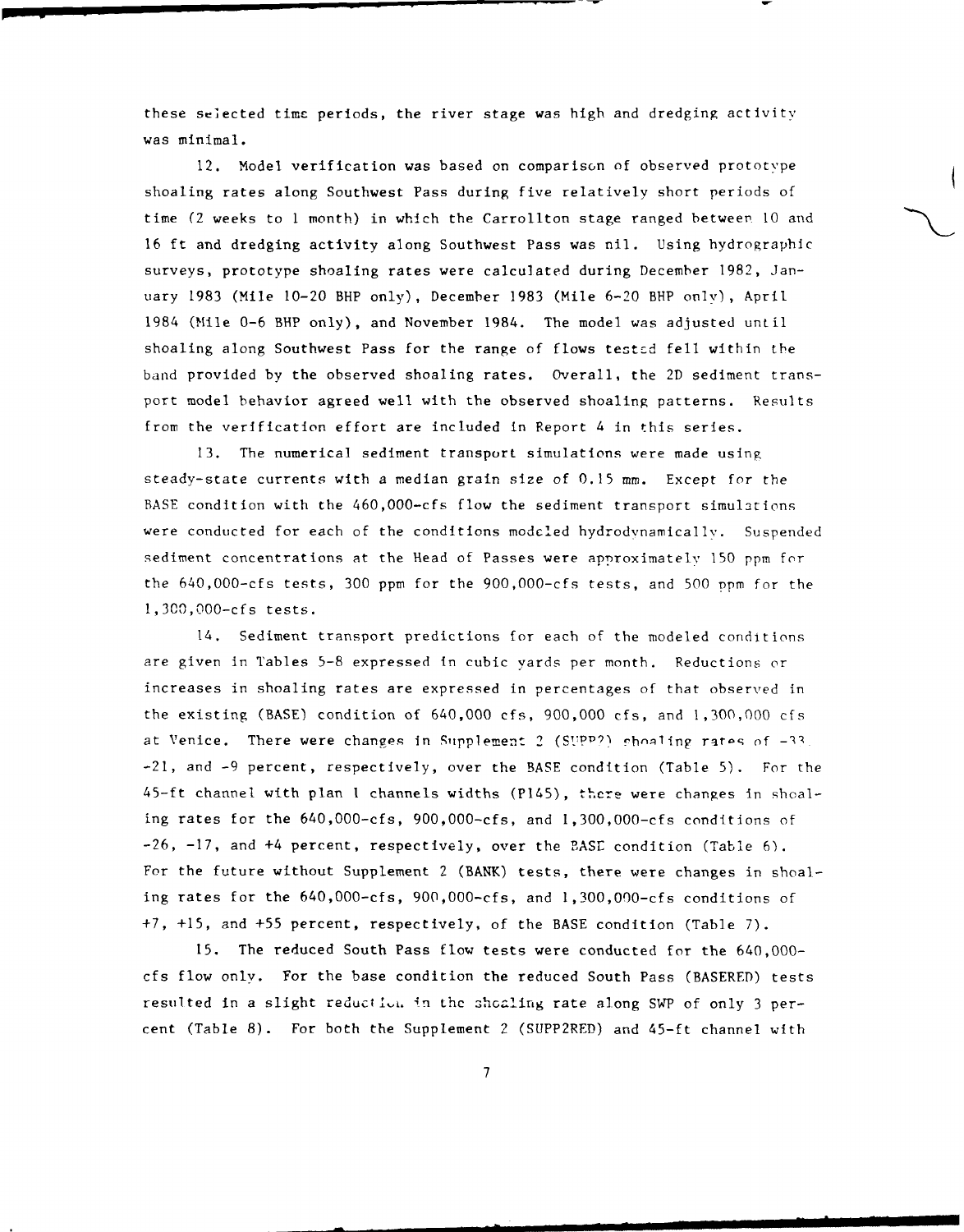these selected time periods, the river stage was high and dredging activity was minimal.

12. Model verification was based on comparison of observed prototype shoaling rates along Southwest Pass during five relatively short periods of time (2 weeks to 1 month) in which the Carrollton stage ranged between 10 and 16 ft and dredging activity along Southwest Pass was nil. Using hydrographic surveys, prototype shoaling rates were calculated during December 1982, January 1983 (Mile 10-20 BHP only), December 1983 (Mile 6-20 BHP only), April 1984 (Mile 0-6 BHP only), and November 1984. The model was adjusted until shoaling along Southwest Pass for the range of flows tested fell within the band provided by the observed shoaling rates. Overall, the 2D sediment transport model behavior agreed well with the observed shoaling patterns. Results from the verification effort are included in Report 4 in this series.

13. The numerical sediment transport simulations were made using steady-state currents with a median grain size of 0.15 mm. Except for the BASE condition with the 460,000-cfs flow the sediment transport simulations were conducted for each of the conditions modeled hydrodynamically. Suspended sediment concentrations at the Head of Passes were approximately 150 ppm for the 640,000-cfs tests, 300 ppm for the 900,000-cfs tests, and 500 ppm for the 1,300,000-cfs tests.

14. Sediment transport predictions for each of the modeled conditions are given in Tables 5-8 expressed in cubic yards per month. Reductions or increases in shoaling rates are expressed in percentages of that observed in the existing (BASE) condition of 640,000 cfs, 900,000 cfs, and 1,300,000 cfs at Venice. There were changes in Supplement 2 (SUPP2) shoaling rates of -33, -21, and -9 percent, respectively, over the BASE condition (Table 5). For the 45-ft channel with plan 1 channels widths (P145), there were changes in shoaling rates for the 640,000-cfs, 900,000-cfs, and 1,300,000-cfs conditions of -26, -17, and +4 percent, respectively, over the BASE condition (Table 6). For the future without Supplement 2 (BANK) tests, there were changes in shoaling rates for the 640,000-cfs, 900,000-cfs, and 1,300,000-cfs conditions of +7, +15, and +55 percent, respectively, of the BASE condition (Table 7).

15. The reduced South Pass flow tests were conducted for the 640,000-cfs flow only. For the base condition the reduced South Pass (BASERED) tests resulted in a slight reduction in the shoaling rate along SWP of only 3 percent (Table 8). For both the Supplement 2 (SUPP2RED) and 45-ft channel with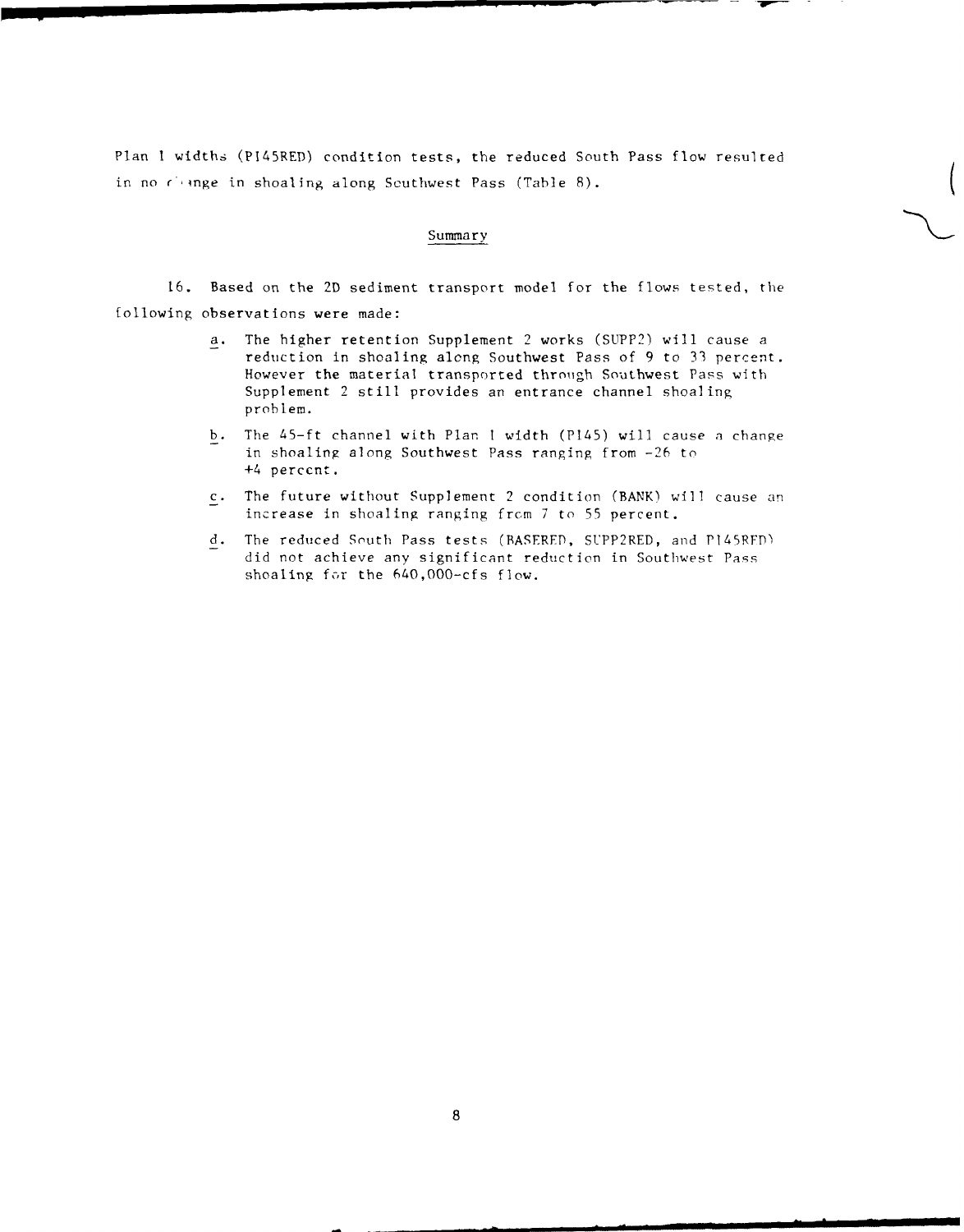Plan 1 widths (PI45RED) condition tests, the reduced South Pass flow resulted in no change in shoaling along Southwest Pass (Table 8).

## Summary

16. Based on the 2D sediment transport model for the flows tested, the following observations were made:

a. The higher retention Supplement 2 works (SUPP2) will cause a reduction in shoaling along Southwest Pass of 9 to 33 percent. However the material transported through Southwest Pass with Supplement 2 still provides an entrance channel shoaling problem.

b. The 45-ft channel with Plan 1 width (PI45) will cause a change in shoaling along Southwest Pass ranging from -26 to +4 percent.

c. The future without Supplement 2 condition (BANK) will cause an increase in shoaling ranging from 7 to 55 percent.

d. The reduced South Pass tests (BASERED, SUPP2RED, and PI45RED) did not achieve any significant reduction in Southwest Pass shoaling for the 640,000-cfs flow.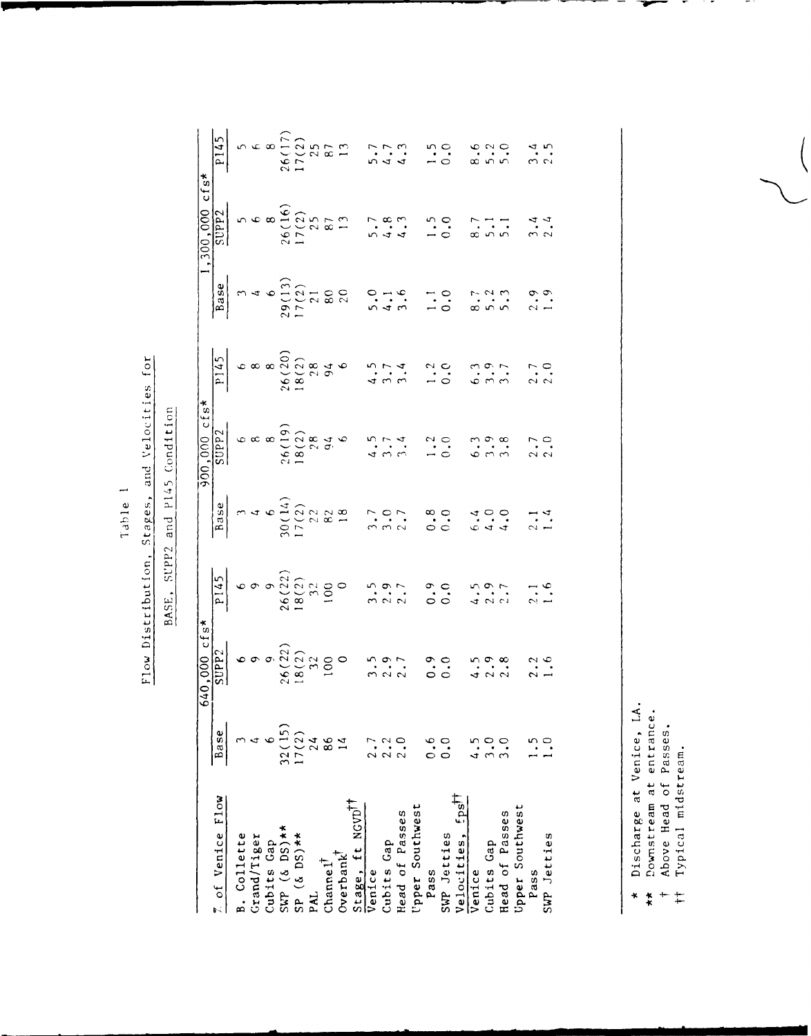Table 1

Flow Distribution, Stages, and Velocities for

BASE, SUPP2 and P145 Condition

| % of Venice Flow | 640,000 cfs* | | | 900,000 cfs* | | | 1,300,000 cfs* | | |
|---|---|---|---|---|---|---|---|---|---|
| | Base | SUPP2 | P145 | Base | SUPP2 | P145 | Base | SUPP2 | P145 |
| B. Collette | 3 | 6 | 6 | 3 | 6 | 6 | 3 | 5 | 5 |
| Grand/Tiger | 4 | 9 | 9 | 4 | 8 | 8 | 4 | 6 | 6 |
| Cubits Gap | 6 | 9 | 9 | 6 | 8 | 8 | 6 | 8 | 8 |
| SWP (& DS)** | 32(15) | 26(22) | 26(22) | 30(14) | 26(19) | 26(20) | 29(13) | 26(16) | 26(17) |
| SP (& DS)** | 17(2) | 18(2) | 18(2) | 17(2) | 18(2) | 18(2) | 17(2) | 17(2) | 17(2) |
| PAL | 24 | 32 | 32 | 22 | 28 | 28 | 21 | 25 | 25 |
| Channel† | 86 | 100 | 100 | 82 | 94 | 94 | 80 | 87 | 87 |
| Overbank† | 14 | 0 | 0 | 18 | 6 | 6 | 20 | 13 | 13 |
| **Stage, ft NGVD††** | | | | | | | | | |
| Venice | 2.7 | 3.5 | 3.5 | 3.7 | 4.5 | 4.5 | 5.0 | 5.7 | 5.7 |
| Cubits Gap | 2.2 | 2.9 | 2.9 | 3.0 | 3.7 | 3.7 | 4.1 | 4.8 | 4.7 |
| Head of Passes | 2.0 | 2.7 | 2.7 | 2.7 | 3.4 | 3.4 | 3.6 | 4.3 | 4.3 |
| Upper Southwest Pass | 0.6 | 0.9 | 0.9 | 0.8 | 1.2 | 1.2 | 1.1 | 1.5 | 1.5 |
| SWP Jetties | 0.0 | 0.0 | 0.0 | 0.0 | 0.0 | 0.0 | 0.0 | 0.0 | 0.0 |
| **Velocities, fps††** | | | | | | | | | |
| Venice | 4.5 | 4.5 | 4.5 | 6.4 | 6.3 | 6.3 | 8.7 | 8.7 | 8.6 |
| Cubits Gap | 3.0 | 2.9 | 2.9 | 4.0 | 3.9 | 3.9 | 5.2 | 5.1 | 5.2 |
| Head of Passes | 3.0 | 2.8 | 2.7 | 4.0 | 3.8 | 3.7 | 5.3 | 5.1 | 5.0 |
| Upper Southwest Pass | 1.5 | 2.2 | 2.1 | 2.1 | 2.7 | 2.7 | 2.9 | 3.4 | 3.4 |
| SWP Jetties | 1.0 | 1.6 | 1.6 | 1.4 | 2.0 | 2.0 | 1.9 | 2.4 | 2.5 |

\* Discharge at Venice, LA.
\*\* Downstream at entrance.
† Above Head of Passes.
†† Typical midstream.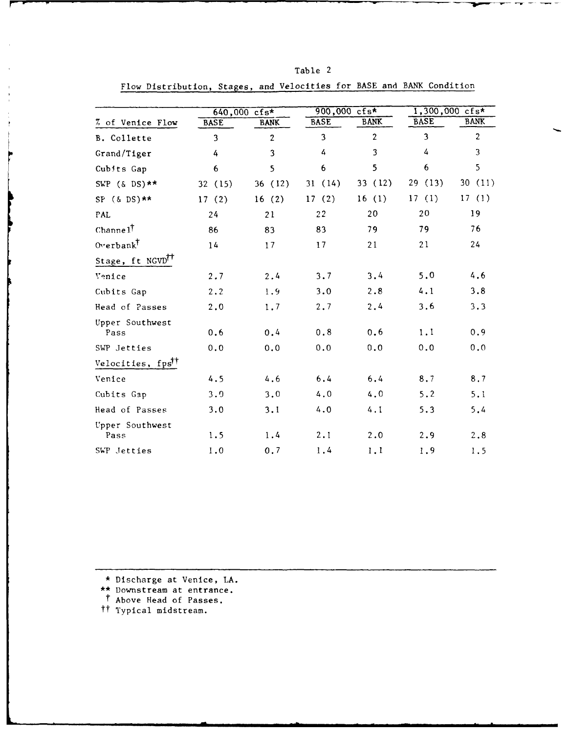Table 2

Flow Distribution, Stages, and Velocities for BASE and BANK Condition

| | 640,000 cfs* | | 900,000 cfs* | | 1,300,000 cfs* | |
|---|---|---|---|---|---|---|
| % of Venice Flow | BASE | BANK | BASE | BANK | BASE | BANK |
| B. Collette | 3 | 2 | 3 | 2 | 3 | 2 |
| Grand/Tiger | 4 | 3 | 4 | 3 | 4 | 3 |
| Cubits Gap | 6 | 5 | 6 | 5 | 6 | 5 |
| SWP (& DS)** | 32 (15) | 36 (12) | 31 (14) | 33 (12) | 29 (13) | 30 (11) |
| SP (& DS)** | 17 (2) | 16 (2) | 17 (2) | 16 (1) | 17 (1) | 17 (1) |
| PAL | 24 | 21 | 22 | 20 | 20 | 19 |
| Channel† | 86 | 83 | 83 | 79 | 79 | 76 |
| Overbank† | 14 | 17 | 17 | 21 | 21 | 24 |
| Stage, ft NGVD†† | | | | | | |
| Venice | 2.7 | 2.4 | 3.7 | 3.4 | 5.0 | 4.6 |
| Cubits Gap | 2.2 | 1.9 | 3.0 | 2.8 | 4.1 | 3.8 |
| Head of Passes | 2.0 | 1.7 | 2.7 | 2.4 | 3.6 | 3.3 |
| Upper Southwest Pass | 0.6 | 0.4 | 0.8 | 0.6 | 1.1 | 0.9 |
| SWP Jetties | 0.0 | 0.0 | 0.0 | 0.0 | 0.0 | 0.0 |
| Velocities, fps†† | | | | | | |
| Venice | 4.5 | 4.6 | 6.4 | 6.4 | 8.7 | 8.7 |
| Cubits Gap | 3.0 | 3.0 | 4.0 | 4.0 | 5.2 | 5.1 |
| Head of Passes | 3.0 | 3.1 | 4.0 | 4.1 | 5.3 | 5.4 |
| Upper Southwest Pass | 1.5 | 1.4 | 2.1 | 2.0 | 2.9 | 2.8 |
| SWP Jetties | 1.0 | 0.7 | 1.4 | 1.1 | 1.9 | 1.5 |

\* Discharge at Venice, LA.

** Downstream at entrance.

† Above Head of Passes.

†† Typical midstream.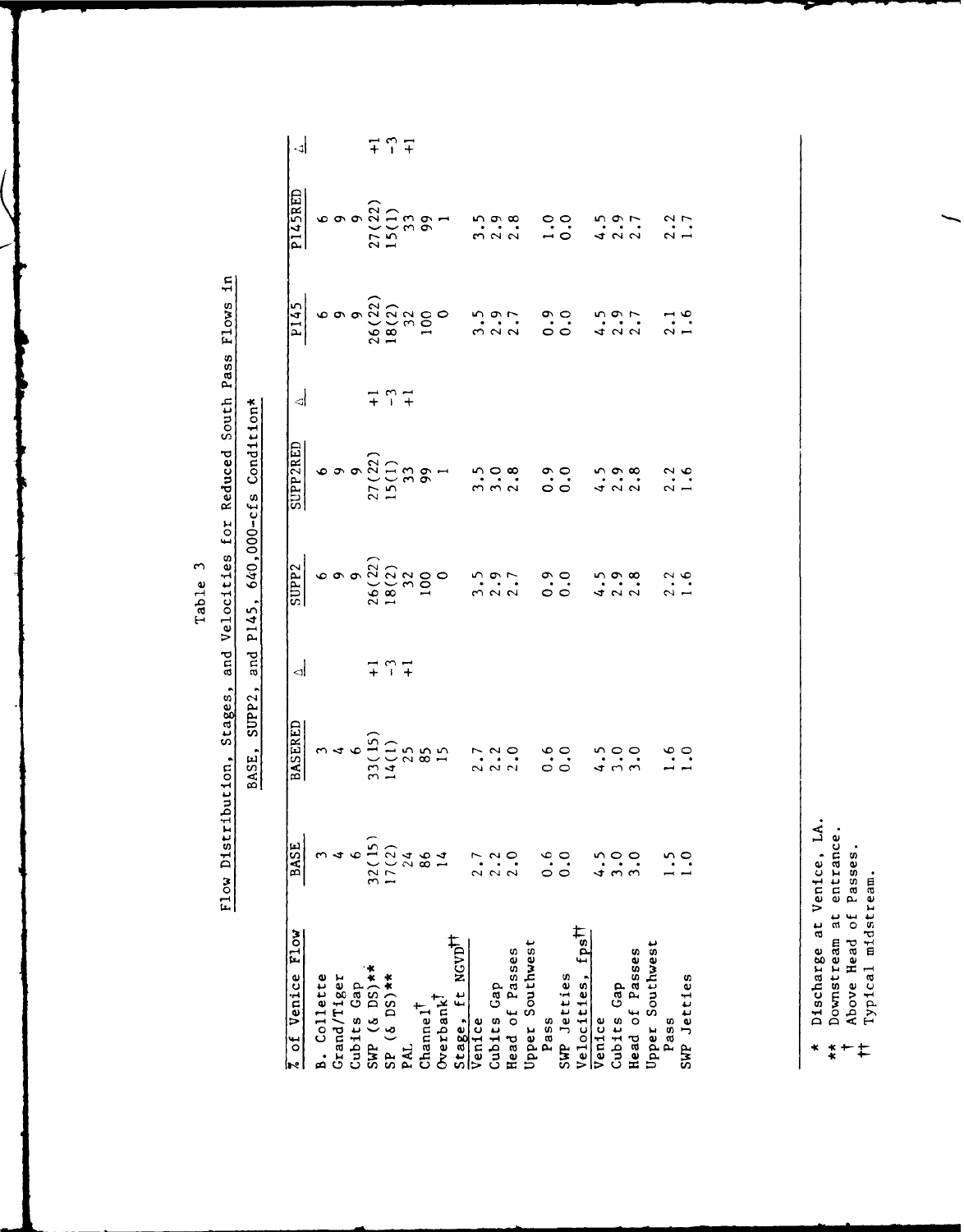Table 3

Flow Distribution, Stages, and Velocities for Reduced South Pass Flows in BASE, SUPP2, and P145, 640,000-cfs Condition*

| % of Venice Flow | BASE | BASERED | Δ | SUPP2 | SUPP2RED | Δ | P145 | P145RED | Δ |
|---|---|---|---|---|---|---|---|---|---|
| B. Collette | 3 | 3 | | 6 | 6 | | 6 | 6 | |
| Grand/Tiger | 4 | 4 | | 9 | 9 | | 9 | 9 | |
| Cubits Gap | 6 | 6 | | 9 | 9 | | 9 | 9 | |
| SWP (& DS)** | 32(15) | 33(15) | +1 | 26(22) | 27(22) | +1 | 26(22) | 27(22) | +1 |
| SP (& DS)** | 17(2) | 14(1) | -3 | 18(2) | 15(1) | -3 | 18(2) | 15(1) | -3 |
| PAL | 24 | 25 | +1 | 32 | 33 | +1 | 32 | 33 | +1 |
| Channel† | 86 | 85 | | 100 | 99 | | 100 | 99 | |
| Overbank† | 14 | 15 | | 0 | 1 | | 0 | 1 | |
| **Stage, ft NGVD††** | | | | | | | | | |
| Venice | 2.7 | 2.7 | | 3.5 | 3.5 | | 3.5 | 3.5 | |
| Cubits Gap | 2.2 | 2.2 | | 2.9 | 3.0 | | 2.9 | 2.9 | |
| Head of Passes | 2.0 | 2.0 | | 2.7 | 2.8 | | 2.7 | 2.8 | |
| Upper Southwest Pass | 0.6 | 0.6 | | 0.9 | 0.9 | | 0.9 | 1.0 | |
| SWP Jetties | 0.0 | 0.0 | | 0.0 | 0.0 | | 0.0 | 0.0 | |
| **Velocities, fps††** | | | | | | | | | |
| Venice | 4.5 | 4.5 | | 4.5 | 4.5 | | 4.5 | 4.5 | |
| Cubits Gap | 3.0 | 3.0 | | 2.9 | 2.9 | | 2.9 | 2.9 | |
| Head of Passes | 3.0 | 3.0 | | 2.8 | 2.8 | | 2.7 | 2.7 | |
| Upper Southwest Pass | 1.5 | 1.6 | | 2.2 | 2.2 | | 2.1 | 2.2 | |
| SWP Jetties | 1.0 | 1.0 | | 1.6 | 1.6 | | 1.6 | 1.7 | |

\* Discharge at Venice, LA.
\** Downstream at entrance.
† Above Head of Passes.
†† Typical midstream.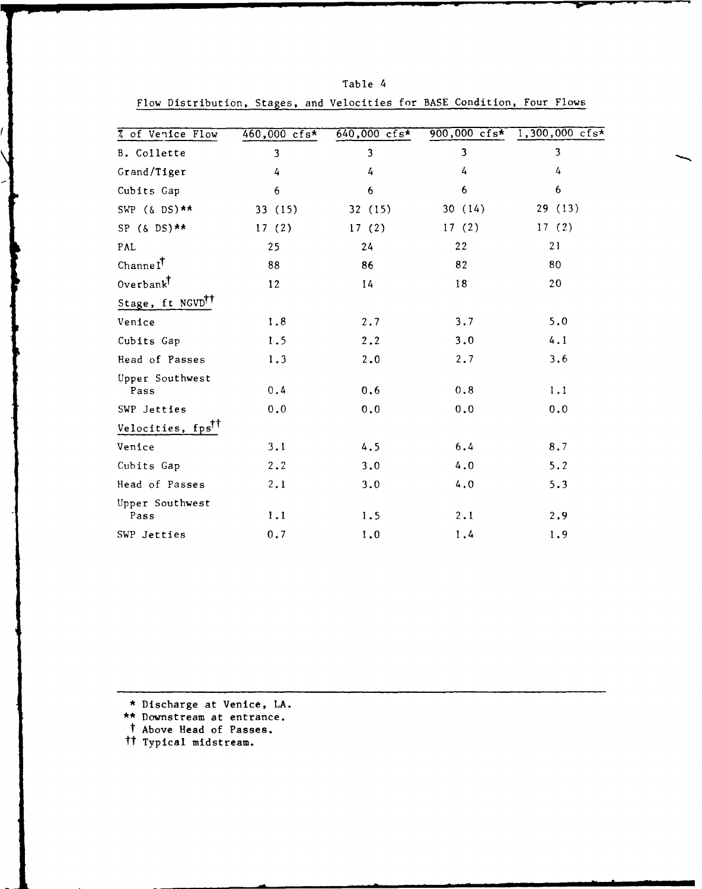Table 4

Flow Distribution, Stages, and Velocities for BASE Condition, Four Flows

| % of Venice Flow | 460,000 cfs* | 640,000 cfs* | 900,000 cfs* | 1,300,000 cfs* |
|---|---|---|---|---|
| B. Collette | 3 | 3 | 3 | 3 |
| Grand/Tiger | 4 | 4 | 4 | 4 |
| Cubits Gap | 6 | 6 | 6 | 6 |
| SWP (& DS)** | 33 (15) | 32 (15) | 30 (14) | 29 (13) |
| SP (& DS)** | 17 (2) | 17 (2) | 17 (2) | 17 (2) |
| PAL | 25 | 24 | 22 | 21 |
| Channel† | 88 | 86 | 82 | 80 |
| Overbank† | 12 | 14 | 18 | 20 |
| **Stage, ft NGVD††** | | | | |
| Venice | 1.8 | 2.7 | 3.7 | 5.0 |
| Cubits Gap | 1.5 | 2.2 | 3.0 | 4.1 |
| Head of Passes | 1.3 | 2.0 | 2.7 | 3.6 |
| Upper Southwest Pass | 0.4 | 0.6 | 0.8 | 1.1 |
| SWP Jetties | 0.0 | 0.0 | 0.0 | 0.0 |
| **Velocities, fps††** | | | | |
| Venice | 3.1 | 4.5 | 6.4 | 8.7 |
| Cubits Gap | 2.2 | 3.0 | 4.0 | 5.2 |
| Head of Passes | 2.1 | 3.0 | 4.0 | 5.3 |
| Upper Southwest Pass | 1.1 | 1.5 | 2.1 | 2.9 |
| SWP Jetties | 0.7 | 1.0 | 1.4 | 1.9 |

\* Discharge at Venice, LA.
\*\* Downstream at entrance.
† Above Head of Passes.
†† Typical midstream.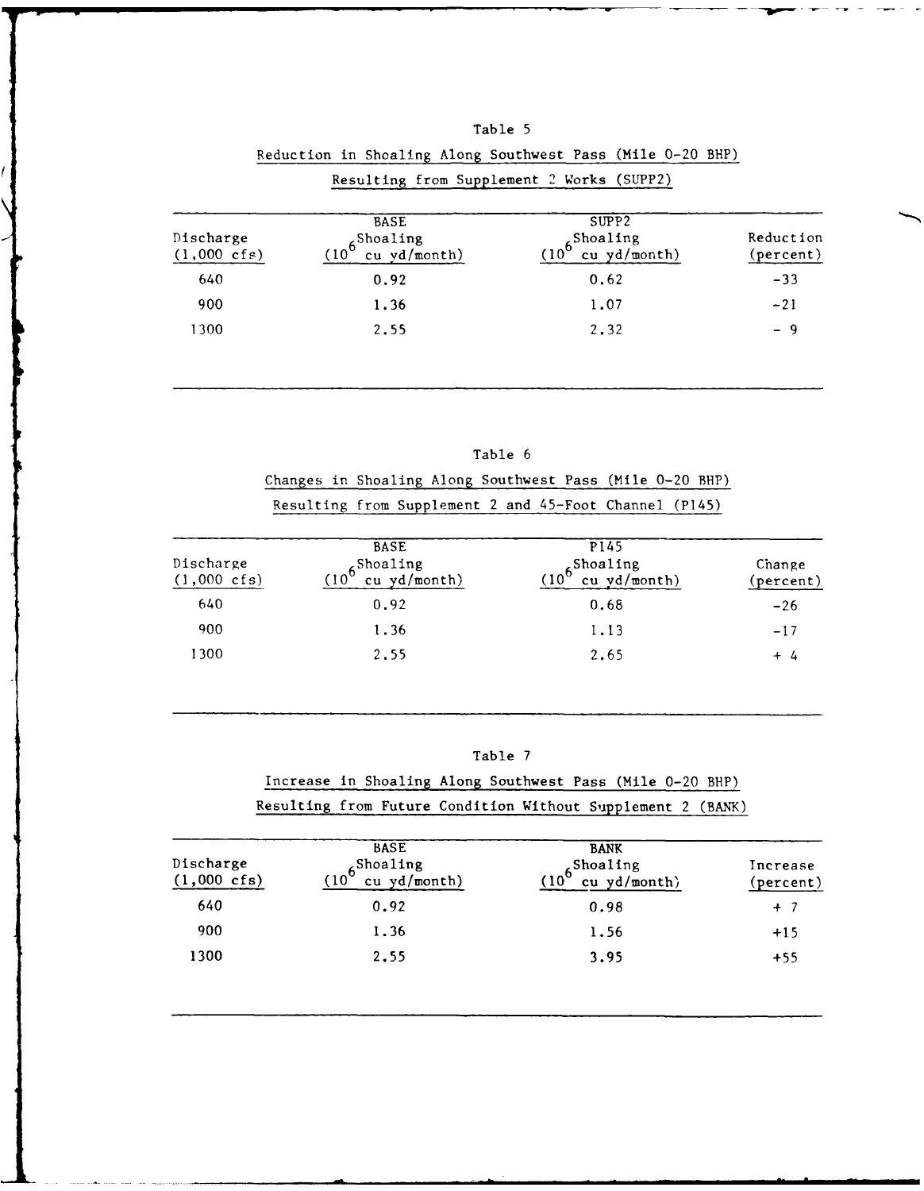Table 5

Reduction in Shoaling Along Southwest Pass (Mile 0-20 BHP)

Resulting from Supplement 2 Works (SUPP2)

| Discharge (1,000 cfs) | BASE Shoaling ($10^6$ cu yd/month) | SUPP2 Shoaling ($10^6$ cu yd/month) | Reduction (percent) |
|---|---|---|---|
| 640 | 0.92 | 0.62 | -33 |
| 900 | 1.36 | 1.07 | -21 |
| 1300 | 2.55 | 2.32 | - 9 |

Table 6

Changes in Shoaling Along Southwest Pass (Mile 0-20 BHP)

Resulting from Supplement 2 and 45-Foot Channel (P145)

| Discharge (1,000 cfs) | BASE Shoaling ($10^6$ cu yd/month) | P145 Shoaling ($10^6$ cu yd/month) | Change (percent) |
|---|---|---|---|
| 640 | 0.92 | 0.68 | -26 |
| 900 | 1.36 | 1.13 | -17 |
| 1300 | 2.55 | 2.65 | + 4 |

Table 7

Increase in Shoaling Along Southwest Pass (Mile 0-20 BHP)

Resulting from Future Condition Without Supplement 2 (BANK)

| Discharge (1,000 cfs) | BASE Shoaling ($10^6$ cu yd/month) | BANK Shoaling ($10^6$ cu yd/month) | Increase (percent) |
|---|---|---|---|
| 640 | 0.92 | 0.98 | + 7 |
| 900 | 1.36 | 1.56 | +15 |
| 1300 | 2.55 | 3.95 | +55 |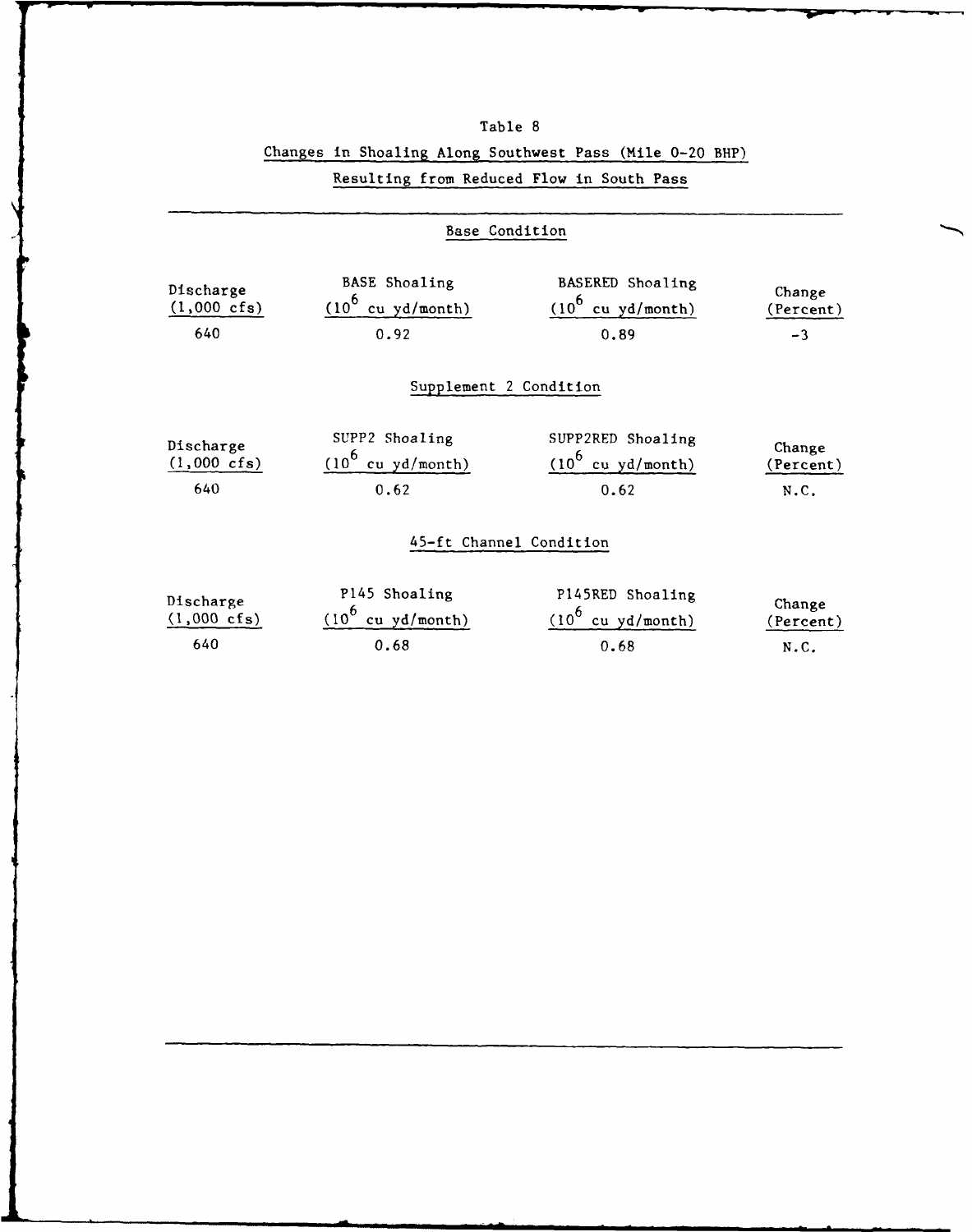Table 8

Changes in Shoaling Along Southwest Pass (Mile 0-20 BHP)

Resulting from Reduced Flow in South Pass

Base Condition

| Discharge (1,000 cfs) | BASE Shoaling ($10^6$ cu yd/month) | BASERED Shoaling ($10^6$ cu yd/month) | Change (Percent) |
|---|---|---|---|
| 640 | 0.92 | 0.89 | -3 |

Supplement 2 Condition

| Discharge (1,000 cfs) | SUPP2 Shoaling ($10^6$ cu yd/month) | SUPP2RED Shoaling ($10^6$ cu yd/month) | Change (Percent) |
|---|---|---|---|
| 640 | 0.62 | 0.62 | N.C. |

45-ft Channel Condition

| Discharge (1,000 cfs) | P145 Shoaling ($10^6$ cu yd/month) | P145RED Shoaling ($10^6$ cu yd/month) | Change (Percent) |
|---|---|---|---|
| 640 | 0.68 | 0.68 | N.C. |